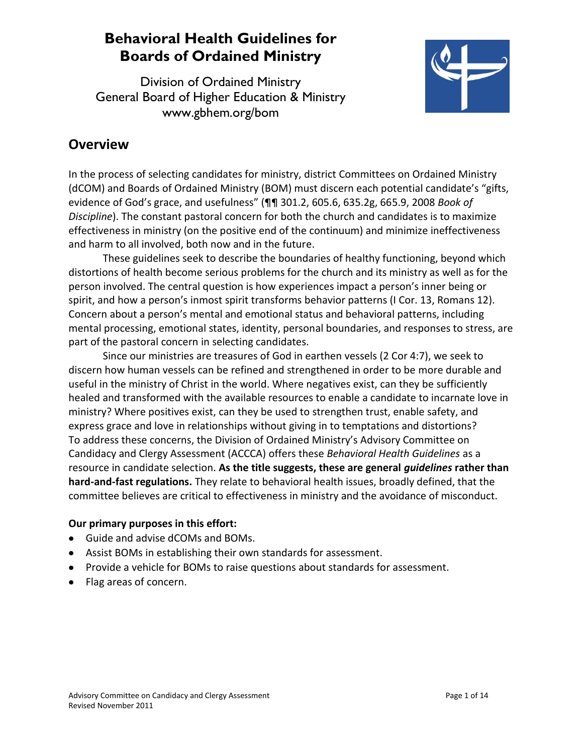# Behavioral Health Guidelines for Boards of Ordained Ministry

Division of Ordained Ministry
General Board of Higher Education & Ministry
www.gbhem.org/bom

## Overview

In the process of selecting candidates for ministry, district Committees on Ordained Ministry (dCOM) and Boards of Ordained Ministry (BOM) must discern each potential candidate's "gifts, evidence of God's grace, and usefulness" (¶¶ 301.2, 605.6, 635.2g, 665.9, 2008 *Book of Discipline*). The constant pastoral concern for both the church and candidates is to maximize effectiveness in ministry (on the positive end of the continuum) and minimize ineffectiveness and harm to all involved, both now and in the future.

These guidelines seek to describe the boundaries of healthy functioning, beyond which distortions of health become serious problems for the church and its ministry as well as for the person involved. The central question is how experiences impact a person's inner being or spirit, and how a person's inmost spirit transforms behavior patterns (I Cor. 13, Romans 12). Concern about a person's mental and emotional status and behavioral patterns, including mental processing, emotional states, identity, personal boundaries, and responses to stress, are part of the pastoral concern in selecting candidates.

Since our ministries are treasures of God in earthen vessels (2 Cor 4:7), we seek to discern how human vessels can be refined and strengthened in order to be more durable and useful in the ministry of Christ in the world. Where negatives exist, can they be sufficiently healed and transformed with the available resources to enable a candidate to incarnate love in ministry? Where positives exist, can they be used to strengthen trust, enable safety, and express grace and love in relationships without giving in to temptations and distortions? To address these concerns, the Division of Ordained Ministry's Advisory Committee on Candidacy and Clergy Assessment (ACCCA) offers these *Behavioral Health Guidelines* as a resource in candidate selection. **As the title suggests, these are general *guidelines* rather than hard-and-fast regulations.** They relate to behavioral health issues, broadly defined, that the committee believes are critical to effectiveness in ministry and the avoidance of misconduct.

**Our primary purposes in this effort:**

- Guide and advise dCOMs and BOMs.
- Assist BOMs in establishing their own standards for assessment.
- Provide a vehicle for BOMs to raise questions about standards for assessment.
- Flag areas of concern.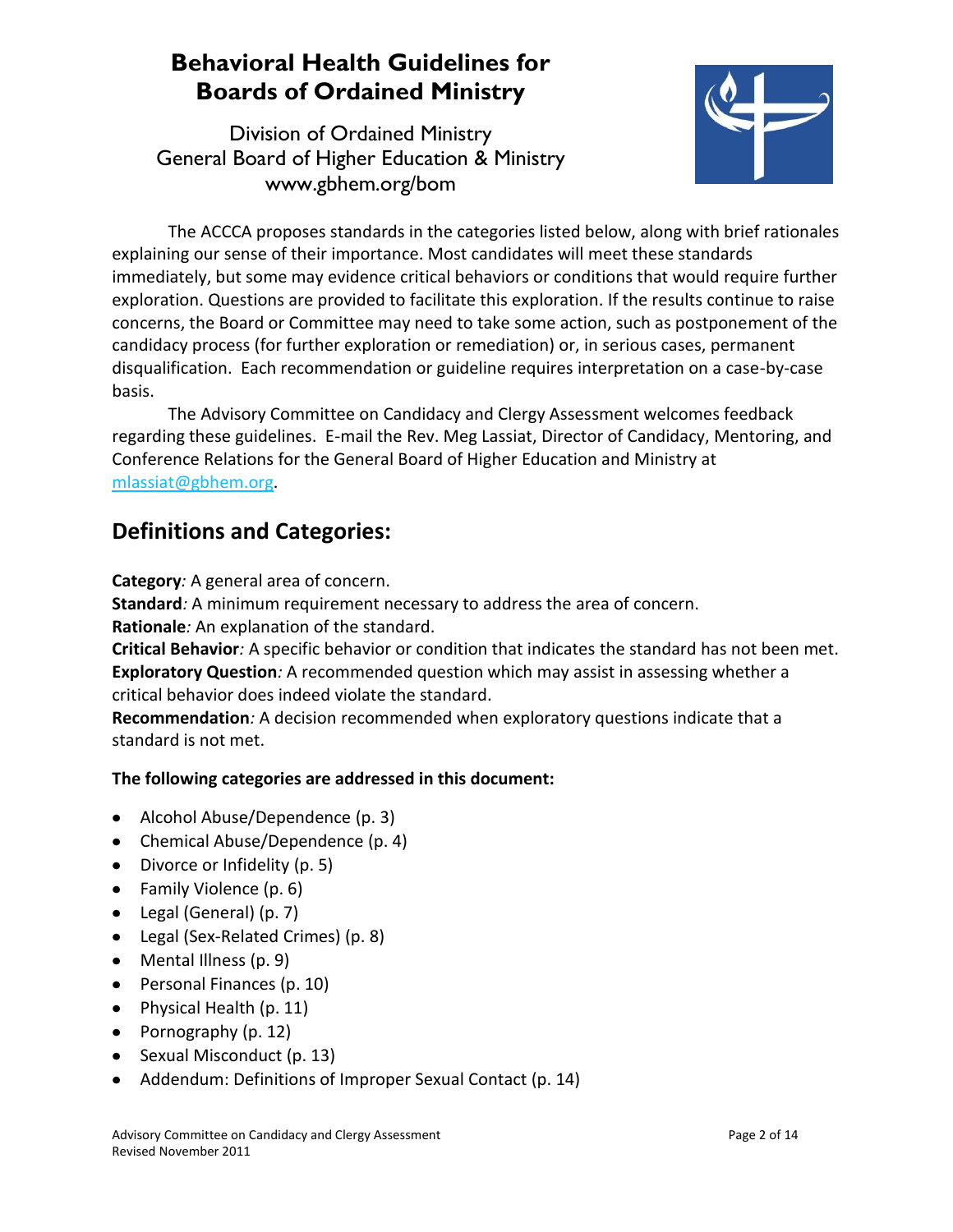# Behavioral Health Guidelines for Boards of Ordained Ministry

Division of Ordained Ministry
General Board of Higher Education & Ministry
www.gbhem.org/bom

The ACCCA proposes standards in the categories listed below, along with brief rationales explaining our sense of their importance. Most candidates will meet these standards immediately, but some may evidence critical behaviors or conditions that would require further exploration. Questions are provided to facilitate this exploration. If the results continue to raise concerns, the Board or Committee may need to take some action, such as postponement of the candidacy process (for further exploration or remediation) or, in serious cases, permanent disqualification. Each recommendation or guideline requires interpretation on a case-by-case basis.

The Advisory Committee on Candidacy and Clergy Assessment welcomes feedback regarding these guidelines. E-mail the Rev. Meg Lassiat, Director of Candidacy, Mentoring, and Conference Relations for the General Board of Higher Education and Ministry at mlassiat@gbhem.org.

## Definitions and Categories:

**Category***:* A general area of concern.
**Standard***:* A minimum requirement necessary to address the area of concern.
**Rationale***:* An explanation of the standard.
**Critical Behavior***:* A specific behavior or condition that indicates the standard has not been met.
**Exploratory Question***:* A recommended question which may assist in assessing whether a critical behavior does indeed violate the standard.
**Recommendation***:* A decision recommended when exploratory questions indicate that a standard is not met.

**The following categories are addressed in this document:**

- Alcohol Abuse/Dependence (p. 3)
- Chemical Abuse/Dependence (p. 4)
- Divorce or Infidelity (p. 5)
- Family Violence (p. 6)
- Legal (General) (p. 7)
- Legal (Sex-Related Crimes) (p. 8)
- Mental Illness (p. 9)
- Personal Finances (p. 10)
- Physical Health (p. 11)
- Pornography (p. 12)
- Sexual Misconduct (p. 13)
- Addendum: Definitions of Improper Sexual Contact (p. 14)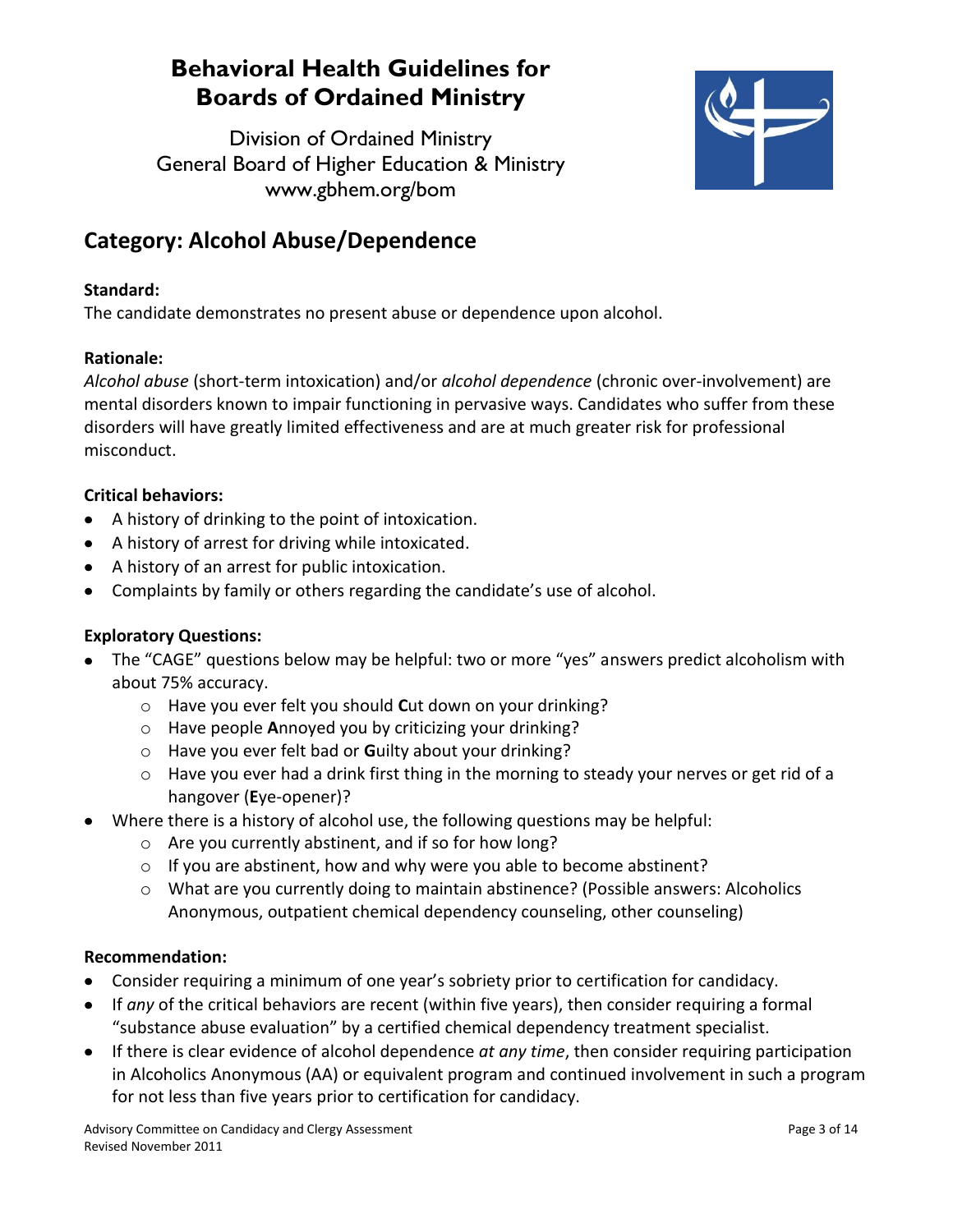# Behavioral Health Guidelines for Boards of Ordained Ministry

Division of Ordained Ministry
General Board of Higher Education & Ministry
www.gbhem.org/bom

## Category: Alcohol Abuse/Dependence

**Standard:**
The candidate demonstrates no present abuse or dependence upon alcohol.

**Rationale:**
*Alcohol abuse* (short-term intoxication) and/or *alcohol dependence* (chronic over-involvement) are mental disorders known to impair functioning in pervasive ways. Candidates who suffer from these disorders will have greatly limited effectiveness and are at much greater risk for professional misconduct.

**Critical behaviors:**

- A history of drinking to the point of intoxication.
- A history of arrest for driving while intoxicated.
- A history of an arrest for public intoxication.
- Complaints by family or others regarding the candidate's use of alcohol.

**Exploratory Questions:**

- The "CAGE" questions below may be helpful: two or more "yes" answers predict alcoholism with about 75% accuracy.
    - Have you ever felt you should **C**ut down on your drinking?
    - Have people **A**nnoyed you by criticizing your drinking?
    - Have you ever felt bad or **G**uilty about your drinking?
    - Have you ever had a drink first thing in the morning to steady your nerves or get rid of a hangover (**E**ye-opener)?
- Where there is a history of alcohol use, the following questions may be helpful:
    - Are you currently abstinent, and if so for how long?
    - If you are abstinent, how and why were you able to become abstinent?
    - What are you currently doing to maintain abstinence? (Possible answers: Alcoholics Anonymous, outpatient chemical dependency counseling, other counseling)

**Recommendation:**

- Consider requiring a minimum of one year's sobriety prior to certification for candidacy.
- If *any* of the critical behaviors are recent (within five years), then consider requiring a formal "substance abuse evaluation" by a certified chemical dependency treatment specialist.
- If there is clear evidence of alcohol dependence *at any time*, then consider requiring participation in Alcoholics Anonymous (AA) or equivalent program and continued involvement in such a program for not less than five years prior to certification for candidacy.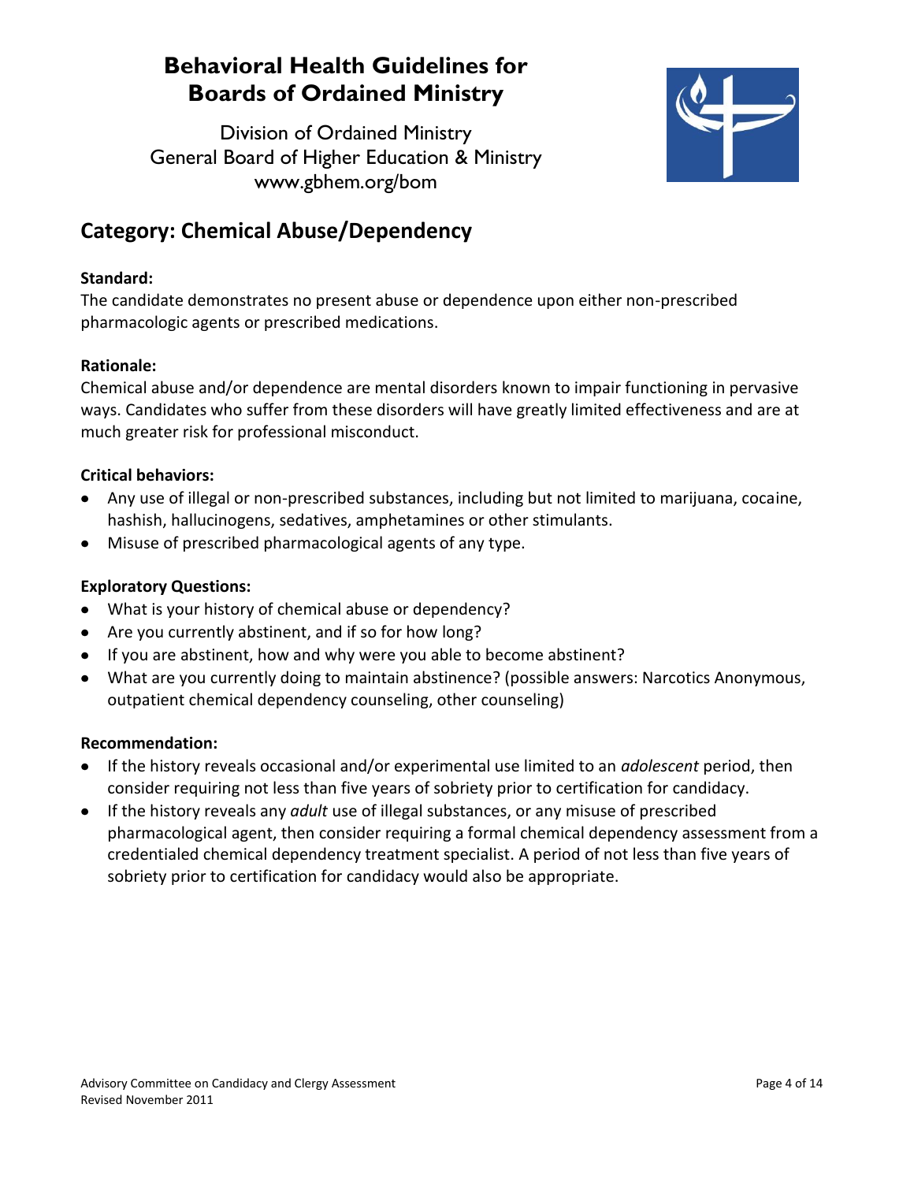# Behavioral Health Guidelines for Boards of Ordained Ministry

Division of Ordained Ministry
General Board of Higher Education & Ministry
www.gbhem.org/bom

## Category: Chemical Abuse/Dependency

**Standard:**
The candidate demonstrates no present abuse or dependence upon either non-prescribed pharmacologic agents or prescribed medications.

**Rationale:**
Chemical abuse and/or dependence are mental disorders known to impair functioning in pervasive ways. Candidates who suffer from these disorders will have greatly limited effectiveness and are at much greater risk for professional misconduct.

**Critical behaviors:**

- Any use of illegal or non-prescribed substances, including but not limited to marijuana, cocaine, hashish, hallucinogens, sedatives, amphetamines or other stimulants.
- Misuse of prescribed pharmacological agents of any type.

**Exploratory Questions:**

- What is your history of chemical abuse or dependency?
- Are you currently abstinent, and if so for how long?
- If you are abstinent, how and why were you able to become abstinent?
- What are you currently doing to maintain abstinence? (possible answers: Narcotics Anonymous, outpatient chemical dependency counseling, other counseling)

**Recommendation:**

- If the history reveals occasional and/or experimental use limited to an *adolescent* period, then consider requiring not less than five years of sobriety prior to certification for candidacy.
- If the history reveals any *adult* use of illegal substances, or any misuse of prescribed pharmacological agent, then consider requiring a formal chemical dependency assessment from a credentialed chemical dependency treatment specialist. A period of not less than five years of sobriety prior to certification for candidacy would also be appropriate.

Advisory Committee on Candidacy and Clergy Assessment
Revised November 2011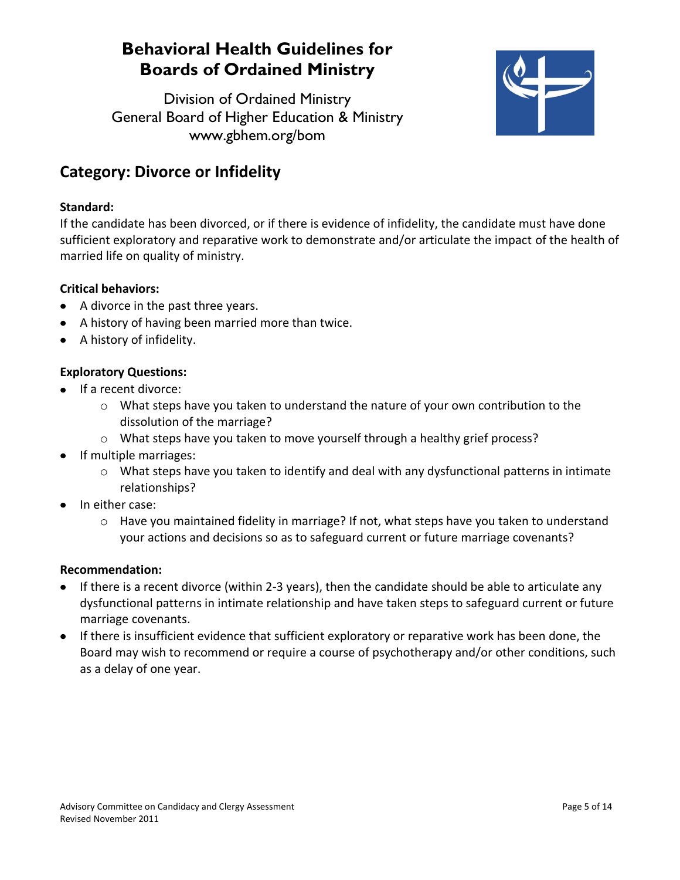# Behavioral Health Guidelines for Boards of Ordained Ministry

Division of Ordained Ministry
General Board of Higher Education & Ministry
www.gbhem.org/bom

## Category: Divorce or Infidelity

**Standard:**
If the candidate has been divorced, or if there is evidence of infidelity, the candidate must have done sufficient exploratory and reparative work to demonstrate and/or articulate the impact of the health of married life on quality of ministry.

**Critical behaviors:**

- A divorce in the past three years.
- A history of having been married more than twice.
- A history of infidelity.

**Exploratory Questions:**

- If a recent divorce:
  - What steps have you taken to understand the nature of your own contribution to the dissolution of the marriage?
  - What steps have you taken to move yourself through a healthy grief process?
- If multiple marriages:
  - What steps have you taken to identify and deal with any dysfunctional patterns in intimate relationships?
- In either case:
  - Have you maintained fidelity in marriage? If not, what steps have you taken to understand your actions and decisions so as to safeguard current or future marriage covenants?

**Recommendation:**

- If there is a recent divorce (within 2-3 years), then the candidate should be able to articulate any dysfunctional patterns in intimate relationship and have taken steps to safeguard current or future marriage covenants.
- If there is insufficient evidence that sufficient exploratory or reparative work has been done, the Board may wish to recommend or require a course of psychotherapy and/or other conditions, such as a delay of one year.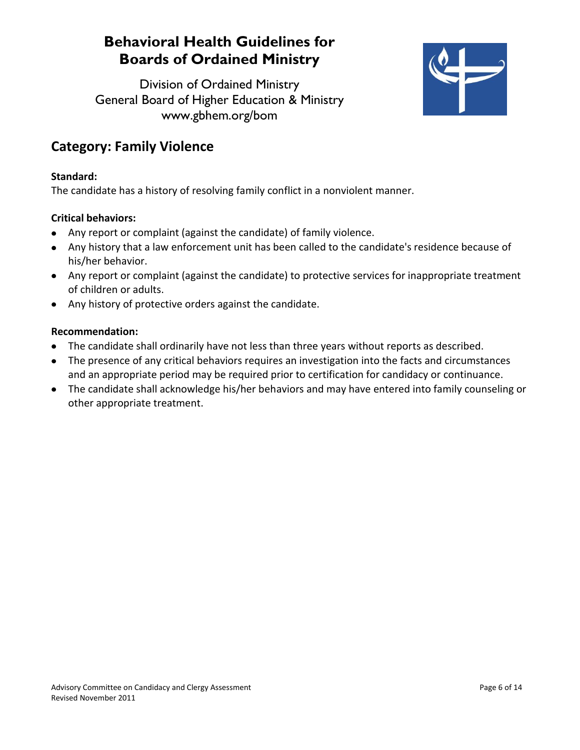# Behavioral Health Guidelines for Boards of Ordained Ministry

Division of Ordained Ministry
General Board of Higher Education & Ministry
www.gbhem.org/bom

## Category: Family Violence

**Standard:**
The candidate has a history of resolving family conflict in a nonviolent manner.

**Critical behaviors:**

- Any report or complaint (against the candidate) of family violence.
- Any history that a law enforcement unit has been called to the candidate's residence because of his/her behavior.
- Any report or complaint (against the candidate) to protective services for inappropriate treatment of children or adults.
- Any history of protective orders against the candidate.

**Recommendation:**

- The candidate shall ordinarily have not less than three years without reports as described.
- The presence of any critical behaviors requires an investigation into the facts and circumstances and an appropriate period may be required prior to certification for candidacy or continuance.
- The candidate shall acknowledge his/her behaviors and may have entered into family counseling or other appropriate treatment.

Advisory Committee on Candidacy and Clergy Assessment
Revised November 2011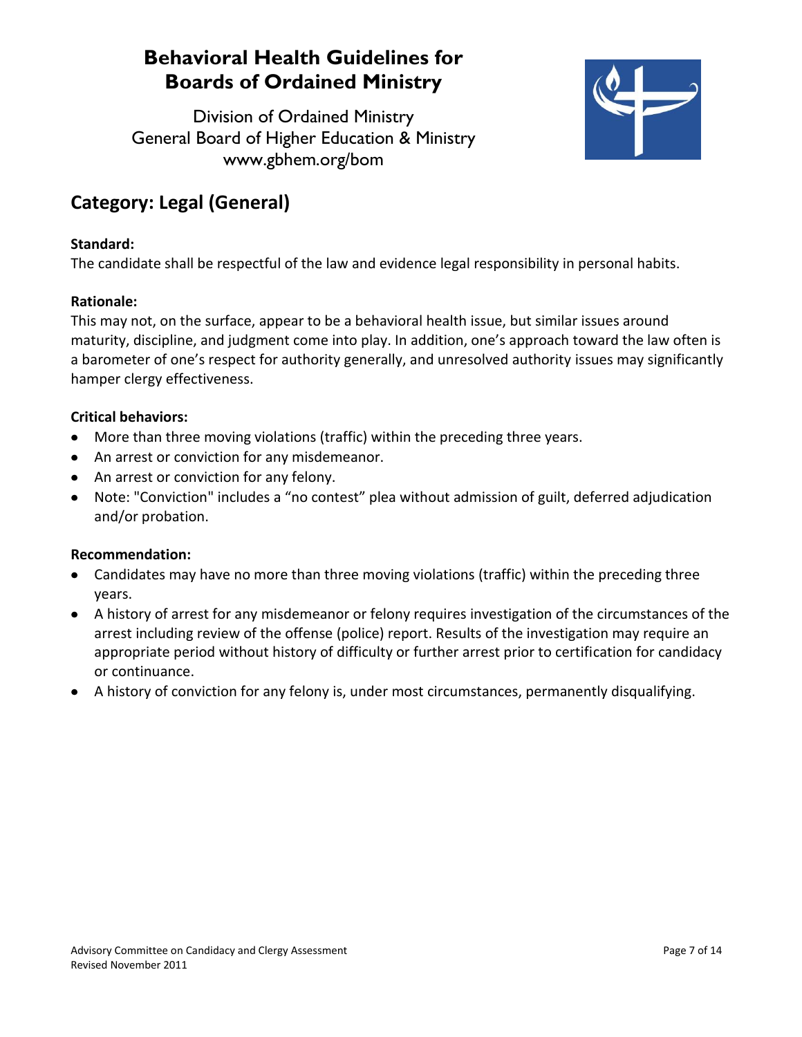# Behavioral Health Guidelines for Boards of Ordained Ministry

Division of Ordained Ministry
General Board of Higher Education & Ministry
www.gbhem.org/bom

## Category: Legal (General)

**Standard:**
The candidate shall be respectful of the law and evidence legal responsibility in personal habits.

**Rationale:**
This may not, on the surface, appear to be a behavioral health issue, but similar issues around maturity, discipline, and judgment come into play. In addition, one's approach toward the law often is a barometer of one's respect for authority generally, and unresolved authority issues may significantly hamper clergy effectiveness.

**Critical behaviors:**

- More than three moving violations (traffic) within the preceding three years.
- An arrest or conviction for any misdemeanor.
- An arrest or conviction for any felony.
- Note: "Conviction" includes a "no contest" plea without admission of guilt, deferred adjudication and/or probation.

**Recommendation:**

- Candidates may have no more than three moving violations (traffic) within the preceding three years.
- A history of arrest for any misdemeanor or felony requires investigation of the circumstances of the arrest including review of the offense (police) report. Results of the investigation may require an appropriate period without history of difficulty or further arrest prior to certification for candidacy or continuance.
- A history of conviction for any felony is, under most circumstances, permanently disqualifying.

Advisory Committee on Candidacy and Clergy Assessment
Revised November 2011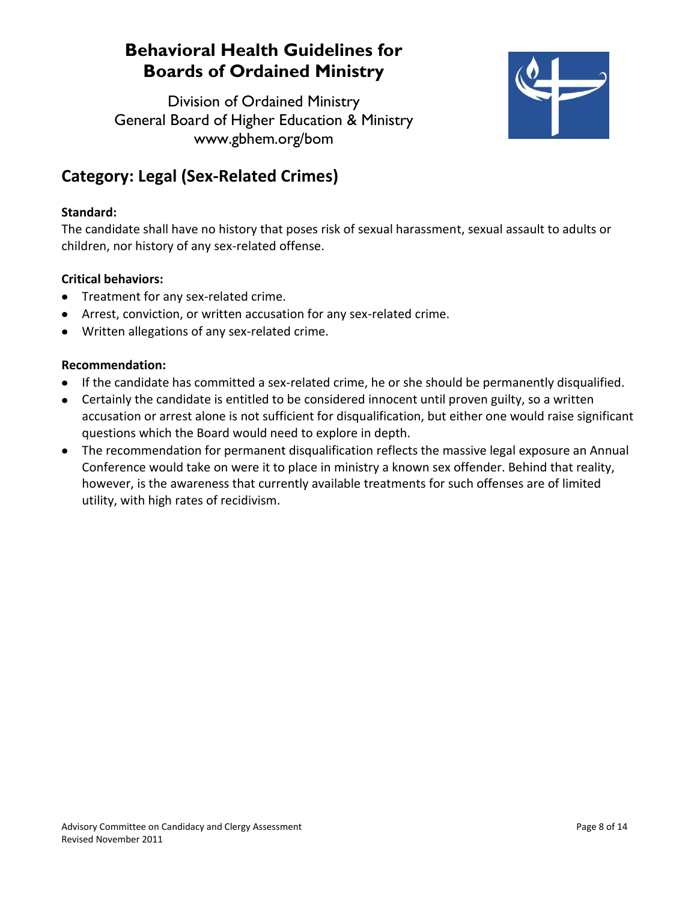# Behavioral Health Guidelines for Boards of Ordained Ministry

Division of Ordained Ministry
General Board of Higher Education & Ministry
www.gbhem.org/bom

## Category: Legal (Sex-Related Crimes)

**Standard:**
The candidate shall have no history that poses risk of sexual harassment, sexual assault to adults or children, nor history of any sex-related offense.

**Critical behaviors:**

- Treatment for any sex-related crime.
- Arrest, conviction, or written accusation for any sex-related crime.
- Written allegations of any sex-related crime.

**Recommendation:**

- If the candidate has committed a sex-related crime, he or she should be permanently disqualified.
- Certainly the candidate is entitled to be considered innocent until proven guilty, so a written accusation or arrest alone is not sufficient for disqualification, but either one would raise significant questions which the Board would need to explore in depth.
- The recommendation for permanent disqualification reflects the massive legal exposure an Annual Conference would take on were it to place in ministry a known sex offender. Behind that reality, however, is the awareness that currently available treatments for such offenses are of limited utility, with high rates of recidivism.

Advisory Committee on Candidacy and Clergy Assessment
Revised November 2011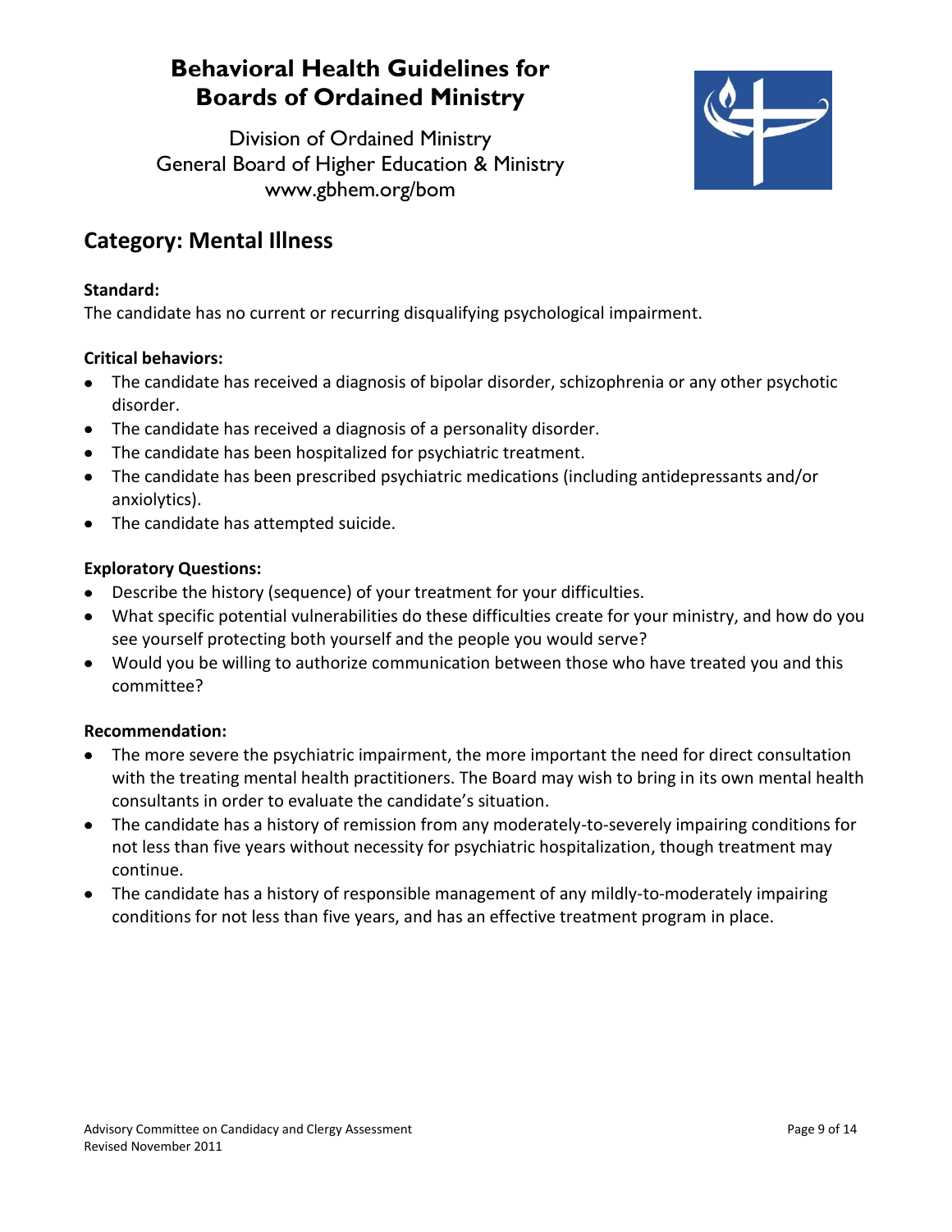# Behavioral Health Guidelines for Boards of Ordained Ministry

Division of Ordained Ministry
General Board of Higher Education & Ministry
www.gbhem.org/bom

## Category: Mental Illness

**Standard:**
The candidate has no current or recurring disqualifying psychological impairment.

**Critical behaviors:**

- The candidate has received a diagnosis of bipolar disorder, schizophrenia or any other psychotic disorder.
- The candidate has received a diagnosis of a personality disorder.
- The candidate has been hospitalized for psychiatric treatment.
- The candidate has been prescribed psychiatric medications (including antidepressants and/or anxiolytics).
- The candidate has attempted suicide.

**Exploratory Questions:**

- Describe the history (sequence) of your treatment for your difficulties.
- What specific potential vulnerabilities do these difficulties create for your ministry, and how do you see yourself protecting both yourself and the people you would serve?
- Would you be willing to authorize communication between those who have treated you and this committee?

**Recommendation:**

- The more severe the psychiatric impairment, the more important the need for direct consultation with the treating mental health practitioners. The Board may wish to bring in its own mental health consultants in order to evaluate the candidate's situation.
- The candidate has a history of remission from any moderately-to-severely impairing conditions for not less than five years without necessity for psychiatric hospitalization, though treatment may continue.
- The candidate has a history of responsible management of any mildly-to-moderately impairing conditions for not less than five years, and has an effective treatment program in place.

Advisory Committee on Candidacy and Clergy Assessment
Revised November 2011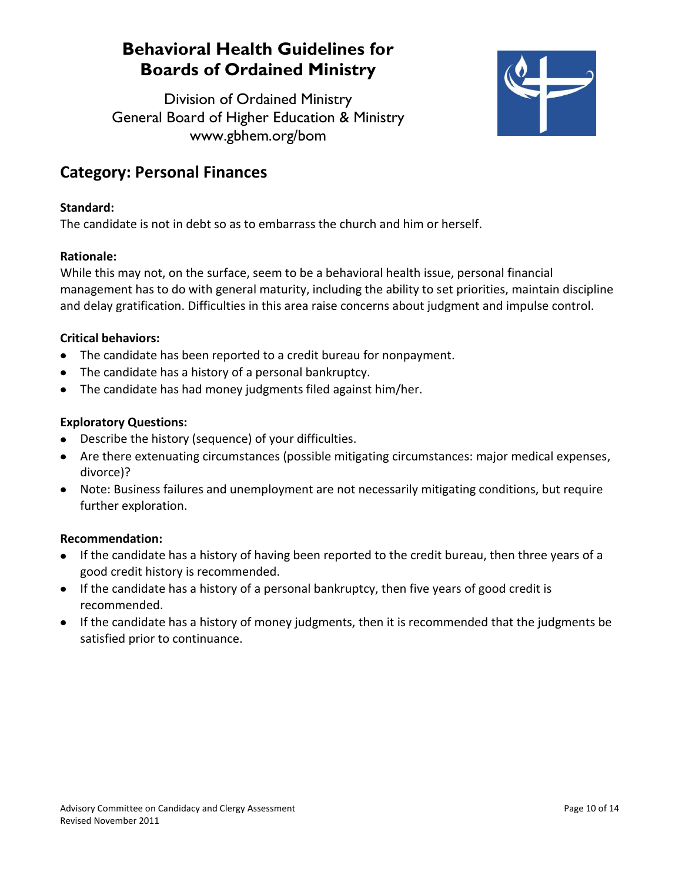# Behavioral Health Guidelines for Boards of Ordained Ministry

Division of Ordained Ministry
General Board of Higher Education & Ministry
www.gbhem.org/bom

## Category: Personal Finances

**Standard:**
The candidate is not in debt so as to embarrass the church and him or herself.

**Rationale:**
While this may not, on the surface, seem to be a behavioral health issue, personal financial management has to do with general maturity, including the ability to set priorities, maintain discipline and delay gratification. Difficulties in this area raise concerns about judgment and impulse control.

**Critical behaviors:**
- The candidate has been reported to a credit bureau for nonpayment.
- The candidate has a history of a personal bankruptcy.
- The candidate has had money judgments filed against him/her.

**Exploratory Questions:**
- Describe the history (sequence) of your difficulties.
- Are there extenuating circumstances (possible mitigating circumstances: major medical expenses, divorce)?
- Note: Business failures and unemployment are not necessarily mitigating conditions, but require further exploration.

**Recommendation:**
- If the candidate has a history of having been reported to the credit bureau, then three years of a good credit history is recommended.
- If the candidate has a history of a personal bankruptcy, then five years of good credit is recommended.
- If the candidate has a history of money judgments, then it is recommended that the judgments be satisfied prior to continuance.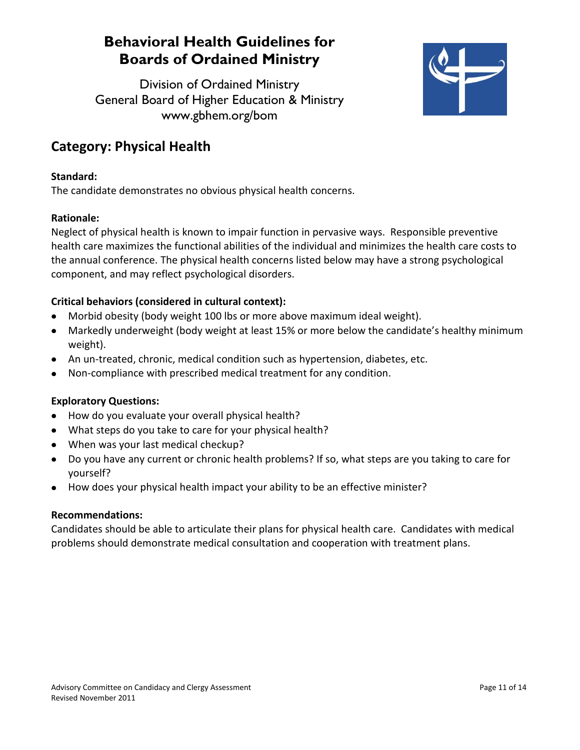# Behavioral Health Guidelines for Boards of Ordained Ministry

Division of Ordained Ministry
General Board of Higher Education & Ministry
www.gbhem.org/bom

## Category: Physical Health

**Standard:**

The candidate demonstrates no obvious physical health concerns.

**Rationale:**

Neglect of physical health is known to impair function in pervasive ways. Responsible preventive health care maximizes the functional abilities of the individual and minimizes the health care costs to the annual conference. The physical health concerns listed below may have a strong psychological component, and may reflect psychological disorders.

**Critical behaviors (considered in cultural context):**

- Morbid obesity (body weight 100 lbs or more above maximum ideal weight).
- Markedly underweight (body weight at least 15% or more below the candidate's healthy minimum weight).
- An un-treated, chronic, medical condition such as hypertension, diabetes, etc.
- Non-compliance with prescribed medical treatment for any condition.

**Exploratory Questions:**

- How do you evaluate your overall physical health?
- What steps do you take to care for your physical health?
- When was your last medical checkup?
- Do you have any current or chronic health problems? If so, what steps are you taking to care for yourself?
- How does your physical health impact your ability to be an effective minister?

**Recommendations:**

Candidates should be able to articulate their plans for physical health care. Candidates with medical problems should demonstrate medical consultation and cooperation with treatment plans.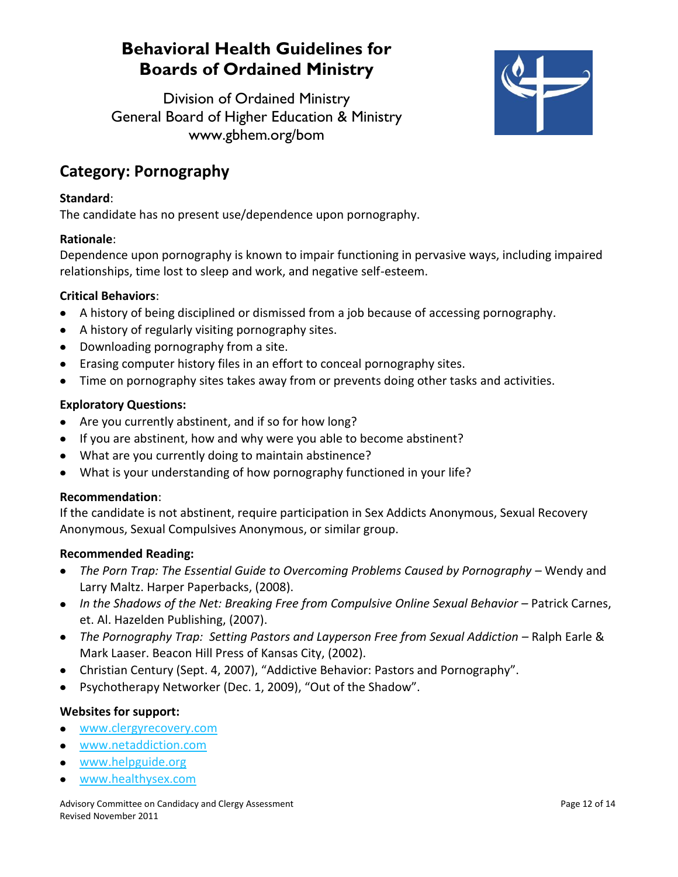# Behavioral Health Guidelines for Boards of Ordained Ministry

Division of Ordained Ministry
General Board of Higher Education & Ministry
www.gbhem.org/bom

## Category: Pornography

**Standard**:
The candidate has no present use/dependence upon pornography.

**Rationale**:
Dependence upon pornography is known to impair functioning in pervasive ways, including impaired relationships, time lost to sleep and work, and negative self-esteem.

**Critical Behaviors**:

- A history of being disciplined or dismissed from a job because of accessing pornography.
- A history of regularly visiting pornography sites.
- Downloading pornography from a site.
- Erasing computer history files in an effort to conceal pornography sites.
- Time on pornography sites takes away from or prevents doing other tasks and activities.

**Exploratory Questions:**

- Are you currently abstinent, and if so for how long?
- If you are abstinent, how and why were you able to become abstinent?
- What are you currently doing to maintain abstinence?
- What is your understanding of how pornography functioned in your life?

**Recommendation**:
If the candidate is not abstinent, require participation in Sex Addicts Anonymous, Sexual Recovery Anonymous, Sexual Compulsives Anonymous, or similar group.

**Recommended Reading:**

- *The Porn Trap: The Essential Guide to Overcoming Problems Caused by Pornography* – Wendy and Larry Maltz. Harper Paperbacks, (2008).
- *In the Shadows of the Net: Breaking Free from Compulsive Online Sexual Behavior* – Patrick Carnes, et. Al. Hazelden Publishing, (2007).
- *The Pornography Trap: Setting Pastors and Layperson Free from Sexual Addiction* – Ralph Earle & Mark Laaser. Beacon Hill Press of Kansas City, (2002).
- Christian Century (Sept. 4, 2007), "Addictive Behavior: Pastors and Pornography".
- Psychotherapy Networker (Dec. 1, 2009), "Out of the Shadow".

**Websites for support:**

- www.clergyrecovery.com
- www.netaddiction.com
- www.helpguide.org
- www.healthysex.com

Advisory Committee on Candidacy and Clergy Assessment
Revised November 2011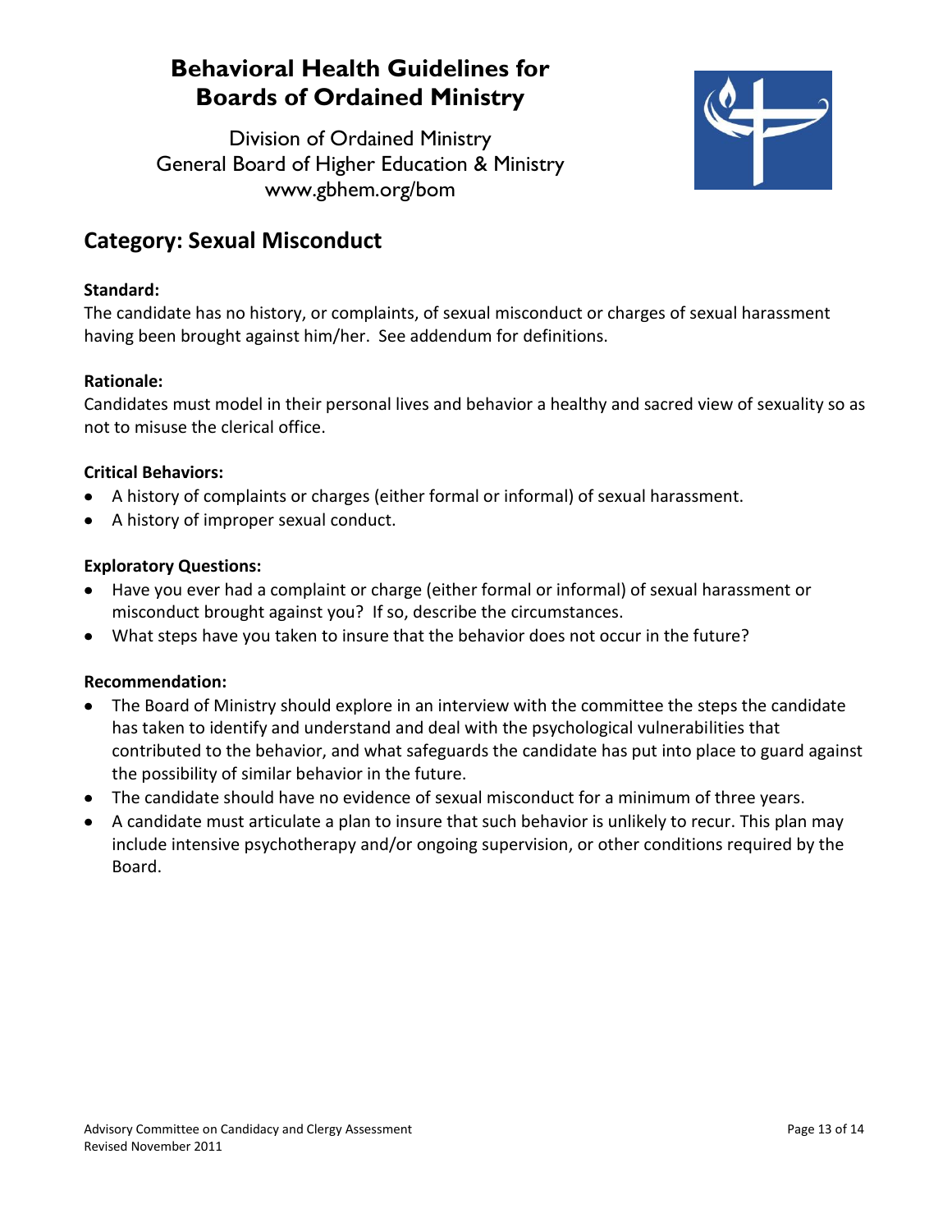# Behavioral Health Guidelines for Boards of Ordained Ministry

Division of Ordained Ministry
General Board of Higher Education & Ministry
www.gbhem.org/bom

## Category: Sexual Misconduct

**Standard:**
The candidate has no history, or complaints, of sexual misconduct or charges of sexual harassment having been brought against him/her. See addendum for definitions.

**Rationale:**
Candidates must model in their personal lives and behavior a healthy and sacred view of sexuality so as not to misuse the clerical office.

**Critical Behaviors:**

- A history of complaints or charges (either formal or informal) of sexual harassment.
- A history of improper sexual conduct.

**Exploratory Questions:**

- Have you ever had a complaint or charge (either formal or informal) of sexual harassment or misconduct brought against you? If so, describe the circumstances.
- What steps have you taken to insure that the behavior does not occur in the future?

**Recommendation:**

- The Board of Ministry should explore in an interview with the committee the steps the candidate has taken to identify and understand and deal with the psychological vulnerabilities that contributed to the behavior, and what safeguards the candidate has put into place to guard against the possibility of similar behavior in the future.
- The candidate should have no evidence of sexual misconduct for a minimum of three years.
- A candidate must articulate a plan to insure that such behavior is unlikely to recur. This plan may include intensive psychotherapy and/or ongoing supervision, or other conditions required by the Board.

Advisory Committee on Candidacy and Clergy Assessment
Revised November 2011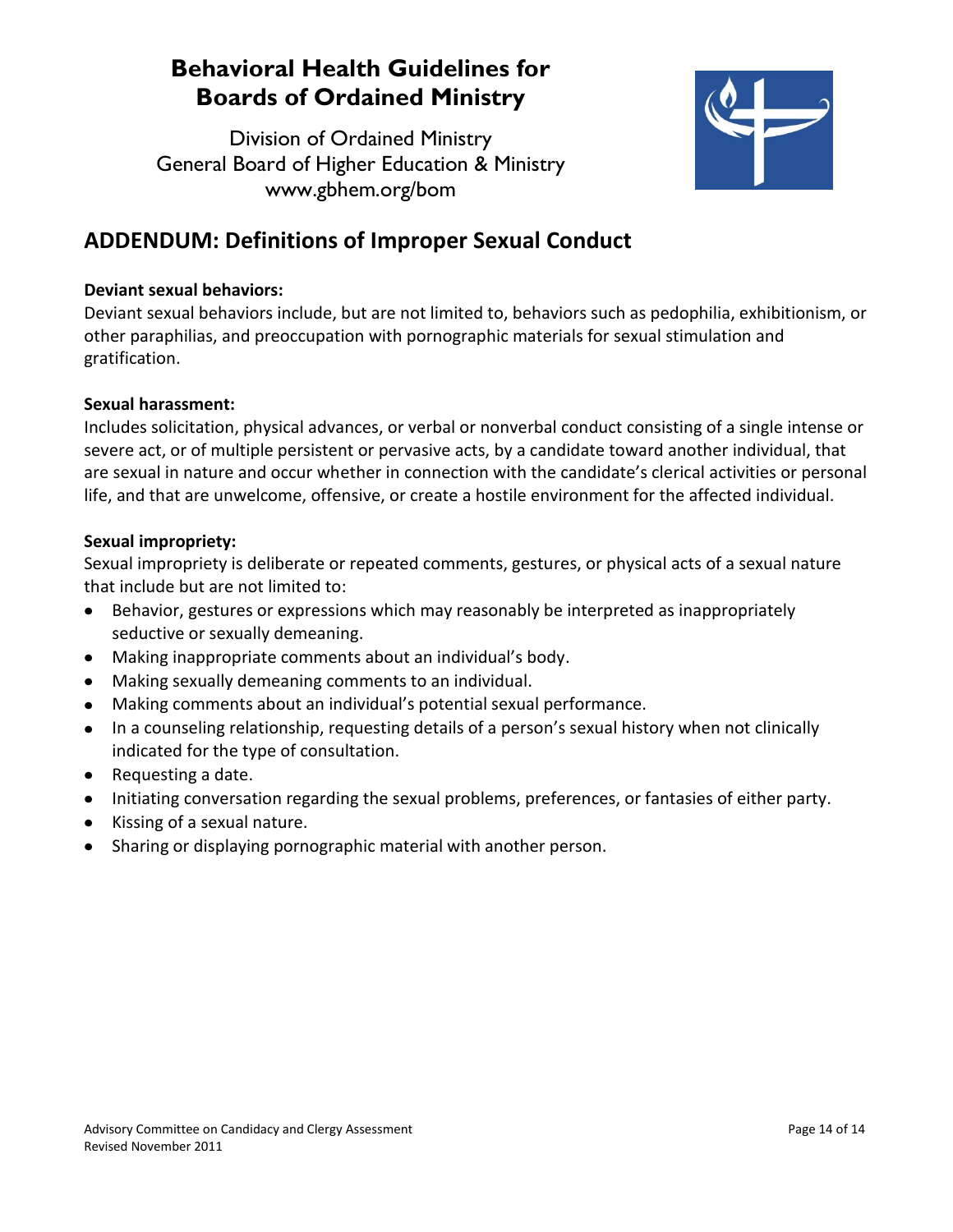# Behavioral Health Guidelines for Boards of Ordained Ministry

Division of Ordained Ministry
General Board of Higher Education & Ministry
www.gbhem.org/bom

## ADDENDUM: Definitions of Improper Sexual Conduct

**Deviant sexual behaviors:**
Deviant sexual behaviors include, but are not limited to, behaviors such as pedophilia, exhibitionism, or other paraphilias, and preoccupation with pornographic materials for sexual stimulation and gratification.

**Sexual harassment:**
Includes solicitation, physical advances, or verbal or nonverbal conduct consisting of a single intense or severe act, or of multiple persistent or pervasive acts, by a candidate toward another individual, that are sexual in nature and occur whether in connection with the candidate's clerical activities or personal life, and that are unwelcome, offensive, or create a hostile environment for the affected individual.

**Sexual impropriety:**
Sexual impropriety is deliberate or repeated comments, gestures, or physical acts of a sexual nature that include but are not limited to:

- Behavior, gestures or expressions which may reasonably be interpreted as inappropriately seductive or sexually demeaning.
- Making inappropriate comments about an individual's body.
- Making sexually demeaning comments to an individual.
- Making comments about an individual's potential sexual performance.
- In a counseling relationship, requesting details of a person's sexual history when not clinically indicated for the type of consultation.
- Requesting a date.
- Initiating conversation regarding the sexual problems, preferences, or fantasies of either party.
- Kissing of a sexual nature.
- Sharing or displaying pornographic material with another person.

Advisory Committee on Candidacy and Clergy Assessment
Revised November 2011